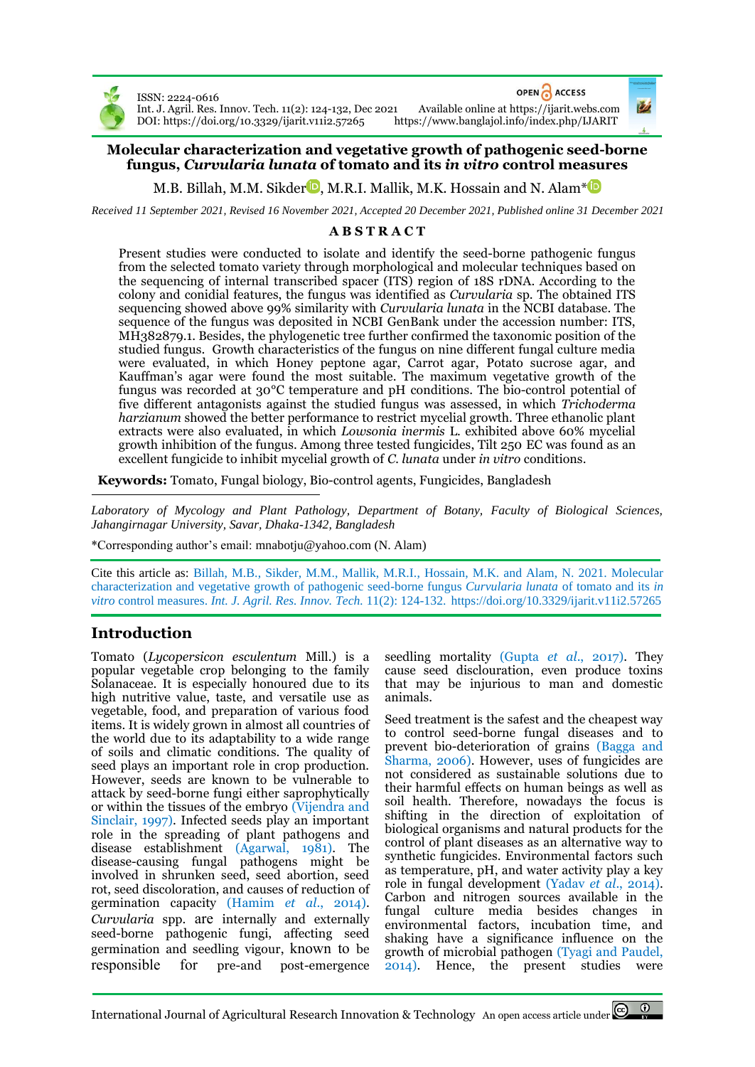ISSN: 2224-0616
Int. J. Agril. Res. Innov. Tech. 11(2): 124-132, Dec 2021
DOI: https://doi.org/10.3329/ijarit.v11i2.57265

OPEN ACCESS
Available online at https://ijarit.webs.com
https://www.banglajol.info/index.php/IJARIT

# Molecular characterization and vegetative growth of pathogenic seed-borne fungus, *Curvularia lunata* of tomato and its *in vitro* control measures

M.B. Billah, M.M. Sikder, M.R.I. Mallik, M.K. Hossain and N. Alam*

*Received 11 September 2021, Revised 16 November 2021, Accepted 20 December 2021, Published online 31 December 2021*

## ABSTRACT

Present studies were conducted to isolate and identify the seed-borne pathogenic fungus from the selected tomato variety through morphological and molecular techniques based on the sequencing of internal transcribed spacer (ITS) region of 18S rDNA. According to the colony and conidial features, the fungus was identified as *Curvularia* sp. The obtained ITS sequencing showed above 99% similarity with *Curvularia lunata* in the NCBI database. The sequence of the fungus was deposited in NCBI GenBank under the accession number: ITS, MH382879.1. Besides, the phylogenetic tree further confirmed the taxonomic position of the studied fungus. Growth characteristics of the fungus on nine different fungal culture media were evaluated, in which Honey peptone agar, Carrot agar, Potato sucrose agar, and Kauffman's agar were found the most suitable. The maximum vegetative growth of the fungus was recorded at 30°C temperature and pH conditions. The bio-control potential of five different antagonists against the studied fungus was assessed, in which *Trichoderma harzianum* showed the better performance to restrict mycelial growth. Three ethanolic plant extracts were also evaluated, in which *Lowsonia inermis* L. exhibited above 60% mycelial growth inhibition of the fungus. Among three tested fungicides, Tilt 250 EC was found as an excellent fungicide to inhibit mycelial growth of *C. lunata* under *in vitro* conditions.

**Keywords:** Tomato, Fungal biology, Bio-control agents, Fungicides, Bangladesh

*Laboratory of Mycology and Plant Pathology, Department of Botany, Faculty of Biological Sciences, Jahangirnagar University, Savar, Dhaka-1342, Bangladesh*

*Corresponding author's email: mnabotju@yahoo.com (N. Alam)

Cite this article as: Billah, M.B., Sikder, M.M., Mallik, M.R.I., Hossain, M.K. and Alam, N. 2021. Molecular characterization and vegetative growth of pathogenic seed-borne fungus *Curvularia lunata* of tomato and its *in vitro* control measures. *Int. J. Agril. Res. Innov. Tech.* 11(2): 124-132. https://doi.org/10.3329/ijarit.v11i2.57265

## Introduction

Tomato (*Lycopersicon esculentum* Mill.) is a popular vegetable crop belonging to the family Solanaceae. It is especially honoured due to its high nutritive value, taste, and versatile use as vegetable, food, and preparation of various food items. It is widely grown in almost all countries of the world due to its adaptability to a wide range of soils and climatic conditions. The quality of seed plays an important role in crop production. However, seeds are known to be vulnerable to attack by seed-borne fungi either saprophytically or within the tissues of the embryo (Vijendra and Sinclair, 1997). Infected seeds play an important role in the spreading of plant pathogens and disease establishment (Agarwal, 1981). The disease-causing fungal pathogens might be involved in shrunken seed, seed abortion, seed rot, seed discoloration, and causes of reduction of germination capacity (Hamim *et al.*, 2014). *Curvularia* spp. are internally and externally seed-borne pathogenic fungi, affecting seed germination and seedling vigour, known to be responsible for pre-and post-emergence seedling mortality (Gupta *et al.*, 2017). They cause seed discolouration, even produce toxins that may be injurious to man and domestic animals.

Seed treatment is the safest and the cheapest way to control seed-borne fungal diseases and to prevent bio-deterioration of grains (Bagga and Sharma, 2006). However, uses of fungicides are not considered as sustainable solutions due to their harmful effects on human beings as well as soil health. Therefore, nowadays the focus is shifting in the direction of exploitation of biological organisms and natural products for the control of plant diseases as an alternative way to synthetic fungicides. Environmental factors such as temperature, pH, and water activity play a key role in fungal development (Yadav *et al.*, 2014). Carbon and nitrogen sources available in the fungal culture media besides changes in environmental factors, incubation time, and shaking have a significance influence on the growth of microbial pathogen (Tyagi and Paudel, 2014). Hence, the present studies were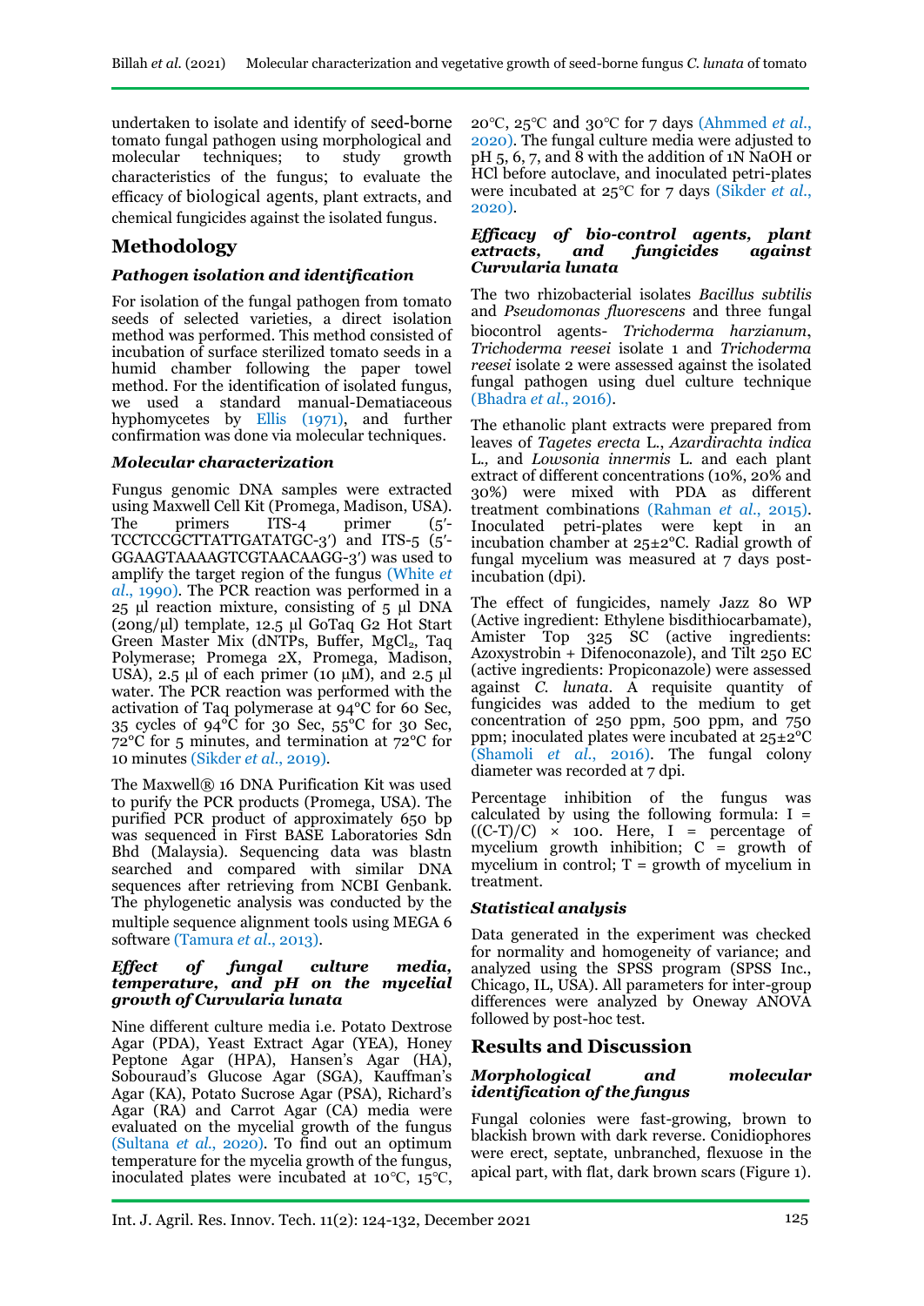undertaken to isolate and identify of seed-borne tomato fungal pathogen using morphological and molecular techniques; to study growth characteristics of the fungus; to evaluate the efficacy of biological agents, plant extracts, and chemical fungicides against the isolated fungus.

## Methodology

### *Pathogen isolation and identification*

For isolation of the fungal pathogen from tomato seeds of selected varieties, a direct isolation method was performed. This method consisted of incubation of surface sterilized tomato seeds in a humid chamber following the paper towel method. For the identification of isolated fungus, we used a standard manual-Dematiaceous hyphomycetes by Ellis (1971), and further confirmation was done via molecular techniques.

### *Molecular characterization*

Fungus genomic DNA samples were extracted using Maxwell Cell Kit (Promega, Madison, USA). The primers ITS-4 primer (5′-TCCTCCGCTTATTGATATGC-3′) and ITS-5 (5′-GGAAGTAAAAGTCGTAACAAGG-3′) was used to amplify the target region of the fungus (White *et al.*, 1990). The PCR reaction was performed in a 25 µl reaction mixture, consisting of 5 µl DNA (20ng/µl) template, 12.5 µl GoTaq G2 Hot Start Green Master Mix (dNTPs, Buffer, $MgCl_2$, Taq Polymerase; Promega 2X, Promega, Madison, USA), 2.5 µl of each primer (10 µM), and 2.5 µl water. The PCR reaction was performed with the activation of Taq polymerase at 94°C for 60 Sec, 35 cycles of 94°C for 30 Sec, 55°C for 30 Sec, 72°C for 5 minutes, and termination at 72°C for 10 minutes (Sikder *et al.*, 2019).

The Maxwell® 16 DNA Purification Kit was used to purify the PCR products (Promega, USA). The purified PCR product of approximately 650 bp was sequenced in First BASE Laboratories Sdn Bhd (Malaysia). Sequencing data was blastn searched and compared with similar DNA sequences after retrieving from NCBI Genbank. The phylogenetic analysis was conducted by the multiple sequence alignment tools using MEGA 6 software (Tamura *et al.*, 2013).

### *Effect of fungal culture media, temperature, and pH on the mycelial growth of Curvularia lunata*

Nine different culture media i.e. Potato Dextrose Agar (PDA), Yeast Extract Agar (YEA), Honey Peptone Agar (HPA), Hansen's Agar (HA), Sobouraud's Glucose Agar (SGA), Kauffman's Agar (KA), Potato Sucrose Agar (PSA), Richard's Agar (RA) and Carrot Agar (CA) media were evaluated on the mycelial growth of the fungus (Sultana *et al.*, 2020). To find out an optimum temperature for the mycelia growth of the fungus, inoculated plates were incubated at 10°C, 15°C, 20°C, 25°C and 30°C for 7 days (Ahmmed *et al.*, 2020). The fungal culture media were adjusted to pH 5, 6, 7, and 8 with the addition of 1N NaOH or HCl before autoclave, and inoculated petri-plates were incubated at 25°C for 7 days (Sikder *et al.*, 2020).

### *Efficacy of bio-control agents, plant extracts, and fungicides against Curvularia lunata*

The two rhizobacterial isolates *Bacillus subtilis* and *Pseudomonas fluorescens* and three fungal biocontrol agents- *Trichoderma harzianum*, *Trichoderma reesei* isolate 1 and *Trichoderma reesei* isolate 2 were assessed against the isolated fungal pathogen using duel culture technique (Bhadra *et al.*, 2016).

The ethanolic plant extracts were prepared from leaves of *Tagetes erecta* L., *Azardirachta indica* L., and *Lowsonia innermis* L. and each plant extract of different concentrations (10%, 20% and 30%) were mixed with PDA as different treatment combinations (Rahman *et al.*, 2015). Inoculated petri-plates were kept in an incubation chamber at 25±2°C. Radial growth of fungal mycelium was measured at 7 days post-incubation (dpi).

The effect of fungicides, namely Jazz 80 WP (Active ingredient: Ethylene bisdithiocarbamate), Amister Top 325 SC (active ingredients: Azoxystrobin + Difenoconazole), and Tilt 250 EC (active ingredients: Propiconazole) were assessed against *C. lunata*. A requisite quantity of fungicides was added to the medium to get concentration of 250 ppm, 500 ppm, and 750 ppm; inoculated plates were incubated at 25±2°C (Shamoli *et al.*, 2016). The fungal colony diameter was recorded at 7 dpi.

Percentage inhibition of the fungus was calculated by using the following formula: $I = ((C-T)/C) \times 100$. Here, I = percentage of mycelium growth inhibition; C = growth of mycelium in control; T = growth of mycelium in treatment.

### *Statistical analysis*

Data generated in the experiment was checked for normality and homogeneity of variance; and analyzed using the SPSS program (SPSS Inc., Chicago, IL, USA). All parameters for inter-group differences were analyzed by Oneway ANOVA followed by post-hoc test.

## Results and Discussion

### *Morphological and molecular identification of the fungus*

Fungal colonies were fast-growing, brown to blackish brown with dark reverse. Conidiophores were erect, septate, unbranched, flexuose in the apical part, with flat, dark brown scars (Figure 1).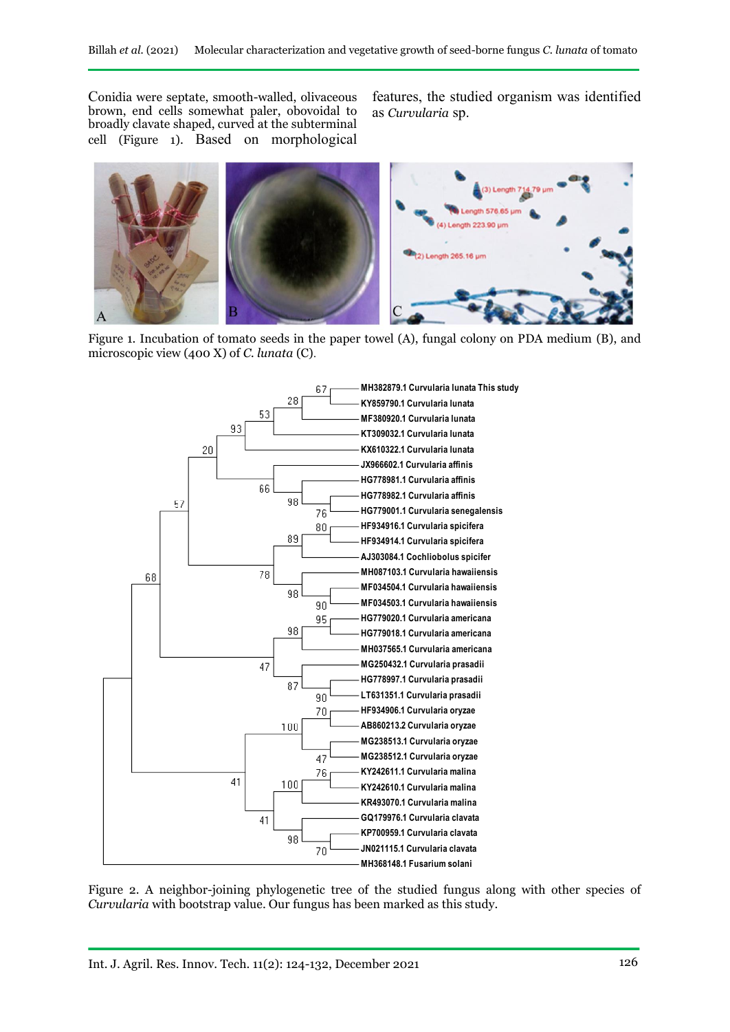Conidia were septate, smooth-walled, olivaceous brown, end cells somewhat paler, obovoidal to broadly clavate shaped, curved at the subterminal cell (Figure 1). Based on morphological features, the studied organism was identified as *Curvularia* sp.

Figure 1. Incubation of tomato seeds in the paper towel (A), fungal colony on PDA medium (B), and microscopic view (400 X) of *C. lunata* (C).

Figure 2. A neighbor-joining phylogenetic tree of the studied fungus along with other species of *Curvularia* with bootstrap value. Our fungus has been marked as this study.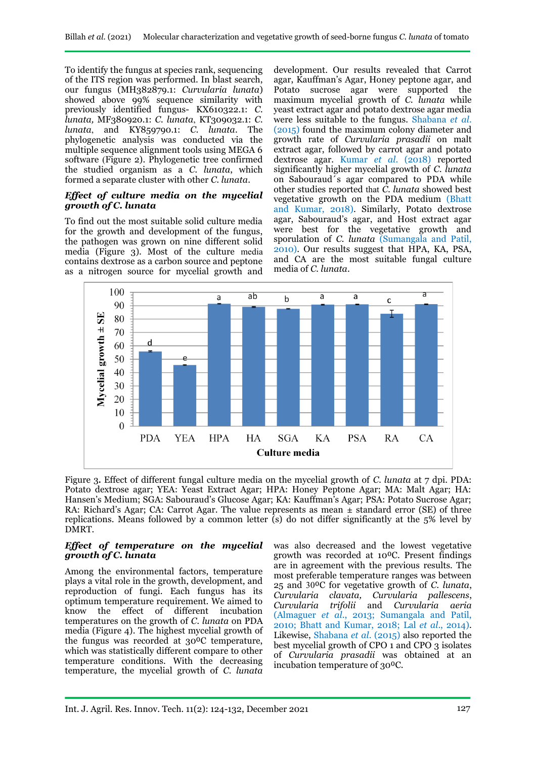To identify the fungus at species rank, sequencing of the ITS region was performed. In blast search, our fungus (MH382879.1: *Curvularia lunata*) showed above 99% sequence similarity with previously identified fungus- KX610322.1: *C. lunata,* MF380920.1: *C. lunata*, KT309032.1: *C. lunata*, and KY859790.1: *C. lunata*. The phylogenetic analysis was conducted via the multiple sequence alignment tools using MEGA 6 software (Figure 2). Phylogenetic tree confirmed the studied organism as a *C. lunata*, which formed a separate cluster with other *C. lunata*.

### *Effect of culture media on the mycelial growth of C. lunata*

To find out the most suitable solid culture media for the growth and development of the fungus, the pathogen was grown on nine different solid media (Figure 3). Most of the culture media contains dextrose as a carbon source and peptone as a nitrogen source for mycelial growth and development. Our results revealed that Carrot agar, Kauffman's Agar, Honey peptone agar, and Potato sucrose agar were supported the maximum mycelial growth of *C. lunata* while yeast extract agar and potato dextrose agar media were less suitable to the fungus. Shabana *et al.* (2015) found the maximum colony diameter and growth rate of *Curvularia prasadii* on malt extract agar, followed by carrot agar and potato dextrose agar. Kumar *et al.* (2018) reported significantly higher mycelial growth of *C. lunata* on Sabouraud´s agar compared to PDA while other studies reported that *C. lunata* showed best vegetative growth on the PDA medium (Bhatt and Kumar, 2018). Similarly, Potato dextrose agar, Sabouraud's agar, and Host extract agar were best for the vegetative growth and sporulation of *C. lunata* (Sumangala and Patil, 2010). Our results suggest that HPA, KA, PSA, and CA are the most suitable fungal culture media of *C. lunata*.

Figure 3. Effect of different fungal culture media on the mycelial growth of *C. lunata* at 7 dpi. PDA: Potato dextrose agar; YEA: Yeast Extract Agar; HPA: Honey Peptone Agar; MA: Malt Agar; HA: Hansen's Medium; SGA: Sabouraud's Glucose Agar; KA: Kauffman's Agar; PSA: Potato Sucrose Agar; RA: Richard's Agar; CA: Carrot Agar. The value represents as mean ± standard error (SE) of three replications. Means followed by a common letter (s) do not differ significantly at the 5% level by DMRT.

### *Effect of temperature on the mycelial growth of C. lunata*

Among the environmental factors, temperature plays a vital role in the growth, development, and reproduction of fungi. Each fungus has its optimum temperature requirement. We aimed to know the effect of different incubation temperatures on the growth of *C. lunata* on PDA media (Figure 4). The highest mycelial growth of the fungus was recorded at 30⁰C temperature, which was statistically different compare to other temperature conditions. With the decreasing temperature, the mycelial growth of *C. lunata* was also decreased and the lowest vegetative growth was recorded at 10⁰C. Present findings are in agreement with the previous results. The most preferable temperature ranges was between 25 and 30⁰C for vegetative growth of *C. lunata*, *Curvularia clavata, Curvularia pallescens*, *Curvularia trifolii* and *Curvularia aeria* (Almaguer *et al*., 2013; Sumangala and Patil, 2010; Bhatt and Kumar, 2018; Lal *et al*., 2014). Likewise, Shabana *et al*. (2015) also reported the best mycelial growth of CPO 1 and CPO 3 isolates of *Curvularia prasadii* was obtained at an incubation temperature of 30⁰C.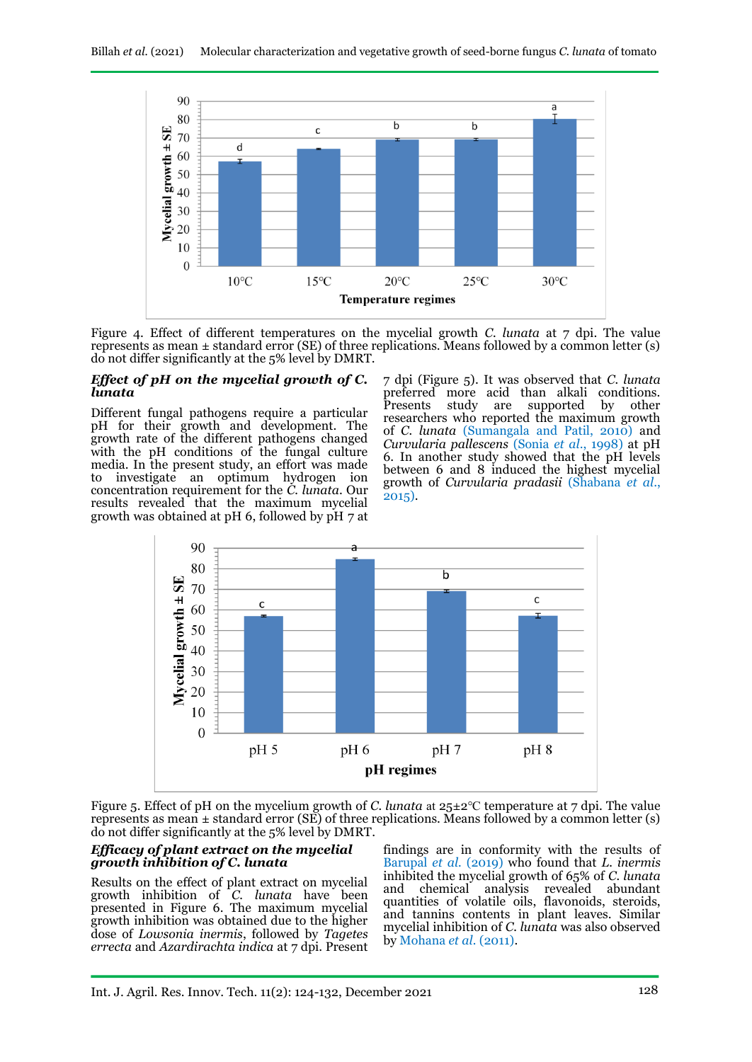Figure 4. Effect of different temperatures on the mycelial growth *C. lunata* at 7 dpi. The value represents as mean ± standard error (SE) of three replications. Means followed by a common letter (s) do not differ significantly at the 5% level by DMRT.

### *Effect of pH on the mycelial growth of C. lunata*

Different fungal pathogens require a particular pH for their growth and development. The growth rate of the different pathogens changed with the pH conditions of the fungal culture media. In the present study, an effort was made to investigate an optimum hydrogen ion concentration requirement for the *C. lunata*. Our results revealed that the maximum mycelial growth was obtained at pH 6, followed by pH 7 at 7 dpi (Figure 5). It was observed that *C. lunata* preferred more acid than alkali conditions. Presents study are supported by other researchers who reported the maximum growth of *C. lunata* (Sumangala and Patil, 2010) and *Curvularia pallescens* (Sonia *et al*., 1998) at pH 6. In another study showed that the pH levels between 6 and 8 induced the highest mycelial growth of *Curvularia pradasii* (Shabana *et al*., 2015).

Figure 5. Effect of pH on the mycelium growth of *C. lunata* at 25±2°C temperature at 7 dpi. The value represents as mean ± standard error (SE) of three replications. Means followed by a common letter (s) do not differ significantly at the 5% level by DMRT.

### *Efficacy of plant extract on the mycelial growth inhibition of C. lunata*

Results on the effect of plant extract on mycelial growth inhibition of *C. lunata* have been presented in Figure 6. The maximum mycelial growth inhibition was obtained due to the higher dose of *Lowsonia inermis*, followed by *Tagetes errecta* and *Azardirachta indica* at 7 dpi. Present findings are in conformity with the results of Barupal *et al.* (2019) who found that *L. inermis* inhibited the mycelial growth of 65% of *C. lunata* and chemical analysis revealed abundant quantities of volatile oils, flavonoids, steroids, and tannins contents in plant leaves. Similar mycelial inhibition of *C. lunata* was also observed by Mohana *et al.* (2011).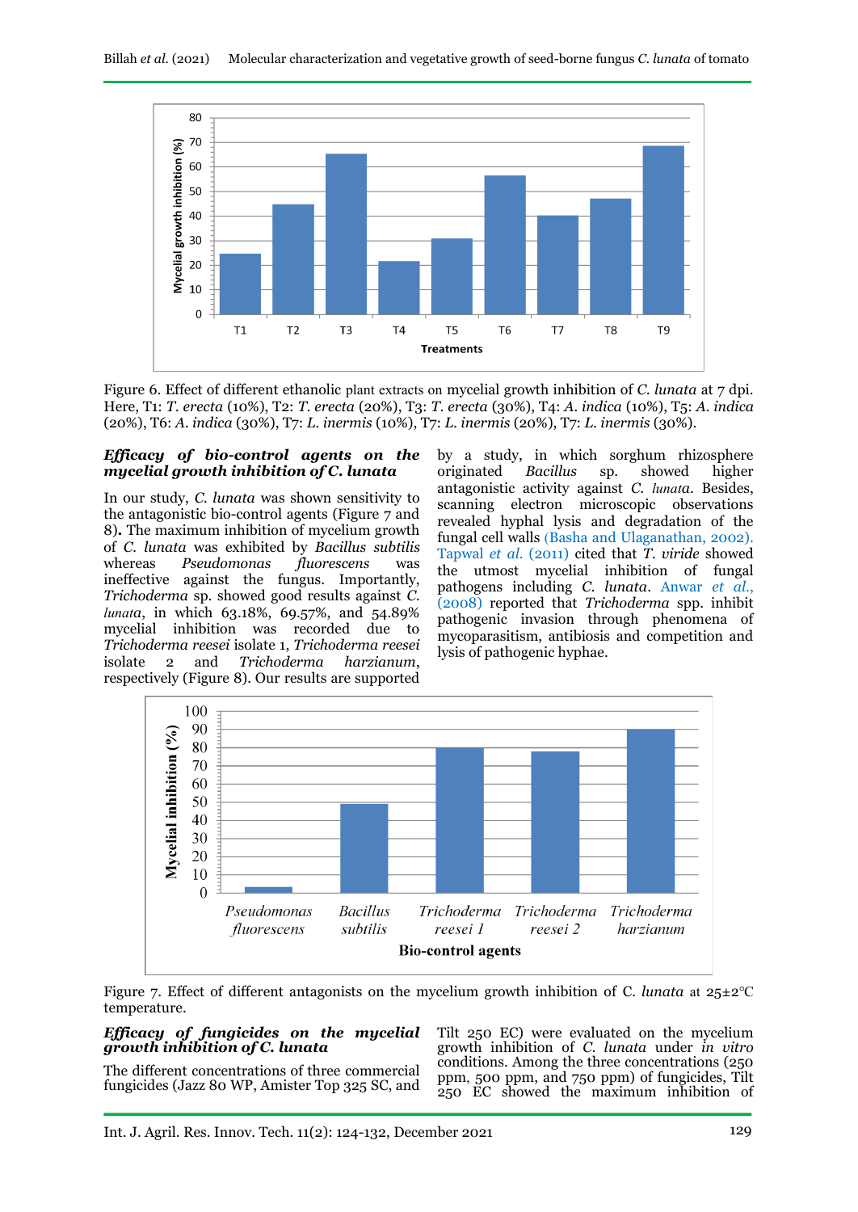Figure 6. Effect of different ethanolic plant extracts on mycelial growth inhibition of *C. lunata* at 7 dpi. Here, T1: *T. erecta* (10%), T2: *T. erecta* (20%), T3: *T. erecta* (30%), T4: *A. indica* (10%), T5: *A. indica* (20%), T6: *A. indica* (30%), T7: *L. inermis* (10%), T7: *L. inermis* (20%), T7: *L. inermis* (30%).

### *Efficacy of bio-control agents on the mycelial growth inhibition of C. lunata*

In our study, *C. lunata* was shown sensitivity to the antagonistic bio-control agents (Figure 7 and 8). The maximum inhibition of mycelium growth of *C. lunata* was exhibited by *Bacillus subtilis* whereas *Pseudomonas fluorescens* was ineffective against the fungus. Importantly, *Trichoderma* sp. showed good results against *C. lunata*, in which 63.18%, 69.57%, and 54.89% mycelial inhibition was recorded due to *Trichoderma reesei* isolate 1, *Trichoderma reesei* isolate 2 and *Trichoderma harzianum*, respectively (Figure 8). Our results are supported by a study, in which sorghum rhizosphere originated *Bacillus* sp. showed higher antagonistic activity against *C. lunata*. Besides, scanning electron microscopic observations revealed hyphal lysis and degradation of the fungal cell walls (Basha and Ulaganathan, 2002). Tapwal *et al.* (2011) cited that *T. viride* showed the utmost mycelial inhibition of fungal pathogens including *C. lunata*. Anwar *et al.*, (2008) reported that *Trichoderma* spp. inhibit pathogenic invasion through phenomena of mycoparasitism, antibiosis and competition and lysis of pathogenic hyphae.

Figure 7. Effect of different antagonists on the mycelium growth inhibition of C. *lunata* at 25±2°C temperature.

### *Efficacy of fungicides on the mycelial growth inhibition of C. lunata*

The different concentrations of three commercial fungicides (Jazz 80 WP, Amister Top 325 SC, and Tilt 250 EC) were evaluated on the mycelium growth inhibition of *C. lunata* under *in vitro* conditions. Among the three concentrations (250 ppm, 500 ppm, and 750 ppm) of fungicides, Tilt 250 EC showed the maximum inhibition of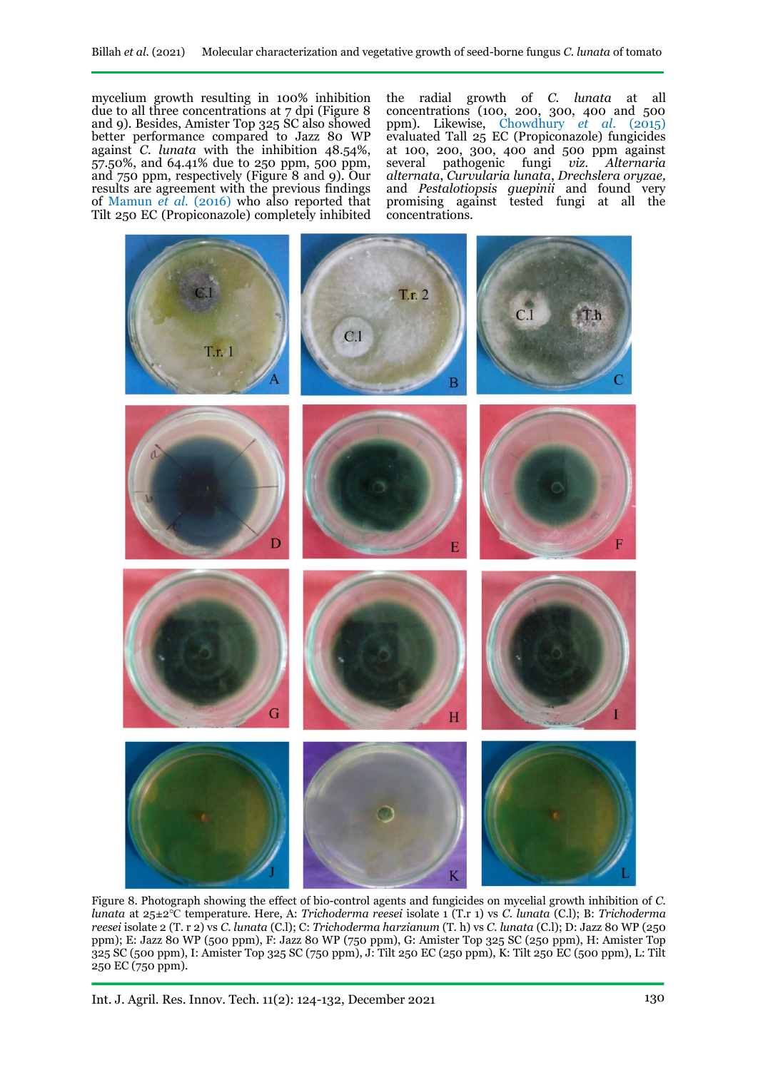mycelium growth resulting in 100% inhibition due to all three concentrations at 7 dpi (Figure 8 and 9). Besides, Amister Top 325 SC also showed better performance compared to Jazz 80 WP against *C. lunata* with the inhibition 48.54%, 57.50%, and 64.41% due to 250 ppm, 500 ppm, and 750 ppm, respectively (Figure 8 and 9). Our results are agreement with the previous findings of Mamun *et al.* (2016) who also reported that Tilt 250 EC (Propiconazole) completely inhibited the radial growth of *C. lunata* at all concentrations (100, 200, 300, 400 and 500 ppm). Likewise, Chowdhury *et al.* (2015) evaluated Tall 25 EC (Propiconazole) fungicides at 100, 200, 300, 400 and 500 ppm against several pathogenic fungi *viz.* *Alternaria alternata*, *Curvularia lunata*, *Drechslera oryzae*, and *Pestalotiopsis guepinii* and found very promising against tested fungi at all the concentrations.

Figure 8. Photograph showing the effect of bio-control agents and fungicides on mycelial growth inhibition of *C. lunata* at 25±2°C temperature. Here, A: *Trichoderma reesei* isolate 1 (T.r 1) vs *C. lunata* (C.l); B: *Trichoderma reesei* isolate 2 (T. r 2) vs *C. lunata* (C.l); C: *Trichoderma harzianum* (T. h) vs *C. lunata* (C.l); D: Jazz 80 WP (250 ppm); E: Jazz 80 WP (500 ppm), F: Jazz 80 WP (750 ppm), G: Amister Top 325 SC (250 ppm), H: Amister Top 325 SC (500 ppm), I: Amister Top 325 SC (750 ppm), J: Tilt 250 EC (250 ppm), K: Tilt 250 EC (500 ppm), L: Tilt 250 EC (750 ppm).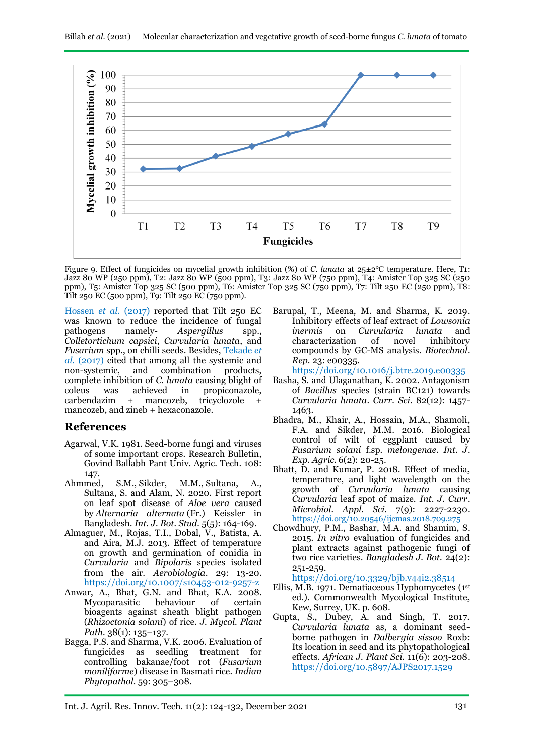Figure 9. Effect of fungicides on mycelial growth inhibition (%) of *C. lunata* at 25±2°C temperature. Here, T1: Jazz 80 WP (250 ppm), T2: Jazz 80 WP (500 ppm), T3: Jazz 80 WP (750 ppm), T4: Amister Top 325 SC (250 ppm), T5: Amister Top 325 SC (500 ppm), T6: Amister Top 325 SC (750 ppm), T7: Tilt 250 EC (250 ppm), T8: Tilt 250 EC (500 ppm), T9: Tilt 250 EC (750 ppm).

Hossen *et al.* (2017) reported that Tilt 250 EC was known to reduce the incidence of fungal pathogens namely- *Aspergillus* spp., *Colletortichum capsici*, *Curvularia lunata*, and *Fusarium* spp., on chilli seeds. Besides, Tekade *et al.* (2017) cited that among all the systemic and non-systemic, and combination products, complete inhibition of *C. lunata* causing blight of coleus was achieved in propiconazole, carbendazim + mancozeb, tricyclozole + mancozeb, and zineb + hexaconazole.

## References

Agarwal, V.K. 1981. Seed-borne fungi and viruses of some important crops. Research Bulletin, Govind Ballabh Pant Univ. Agric. Tech. 108: 147.

Ahmmed, S.M., Sikder, M.M., Sultana, A., Sultana, S. and Alam, N. 2020. First report on leaf spot disease of *Aloe vera* caused by *Alternaria alternata* (Fr.) Keissler in Bangladesh. *Int. J. Bot. Stud.* 5(5): 164-169.

Almaguer, M., Rojas, T.I., Dobal, V., Batista, A. and Aira, M.J. 2013. Effect of temperature on growth and germination of conidia in *Curvularia* and *Bipolaris* species isolated from the air. *Aerobiologia*. 29: 13-20. https://doi.org/10.1007/s10453-012-9257-z

Anwar, A., Bhat, G.N. and Bhat, K.A. 2008. Mycoparasitic behaviour of certain bioagents against sheath blight pathogen (*Rhizoctonia solani*) of rice. *J. Mycol. Plant Path.* 38(1): 135–137.

Bagga, P.S. and Sharma, V.K. 2006. Evaluation of fungicides as seedling treatment for controlling bakanae/foot rot (*Fusarium moniliforme*) disease in Basmati rice. *Indian Phytopathol.* 59: 305–308.

Barupal, T., Meena, M. and Sharma, K. 2019. Inhibitory effects of leaf extract of *Lowsonia inermis* on *Curvularia lunata* and characterization of novel inhibitory compounds by GC-MS analysis. *Biotechnol. Rep.* 23: e00335. https://doi.org/10.1016/j.btre.2019.e00335

Basha, S. and Ulaganathan, K. 2002. Antagonism of *Bacillus* species (strain BC121) towards *Curvularia lunata*. *Curr. Sci.* 82(12): 1457-1463.

Bhadra, M., Khair, A., Hossain, M.A., Shamoli, F.A. and Sikder, M.M. 2016. Biological control of wilt of eggplant caused by *Fusarium solani* f.sp. *melongenae*. *Int. J. Exp. Agric.* 6(2): 20-25.

Bhatt, D. and Kumar, P. 2018. Effect of media, temperature, and light wavelength on the growth of *Curvularia lunata* causing *Curvularia* leaf spot of maize. *Int. J. Curr. Microbiol. Appl. Sci.* 7(9): 2227-2230. https://doi.org/10.20546/ijcmas.2018.709.275

Chowdhury, P.M., Bashar, M.A. and Shamim, S. 2015. *In vitro* evaluation of fungicides and plant extracts against pathogenic fungi of two rice varieties. *Bangladesh J. Bot.* 24(2): 251-259. https://doi.org/10.3329/bjb.v44i2.38514

Ellis, M.B. 1971. Dematiaceous Hyphomycetes (1st ed.). Commonwealth Mycological Institute, Kew, Surrey, UK. p. 608.

Gupta, S., Dubey, A. and Singh, T. 2017. *Curvularia lunata* as, a dominant seed-borne pathogen in *Dalbergia sissoo* Roxb: Its location in seed and its phytopathological effects. *African J. Plant Sci.* 11(6): 203-208. https://doi.org/10.5897/AJPS2017.1529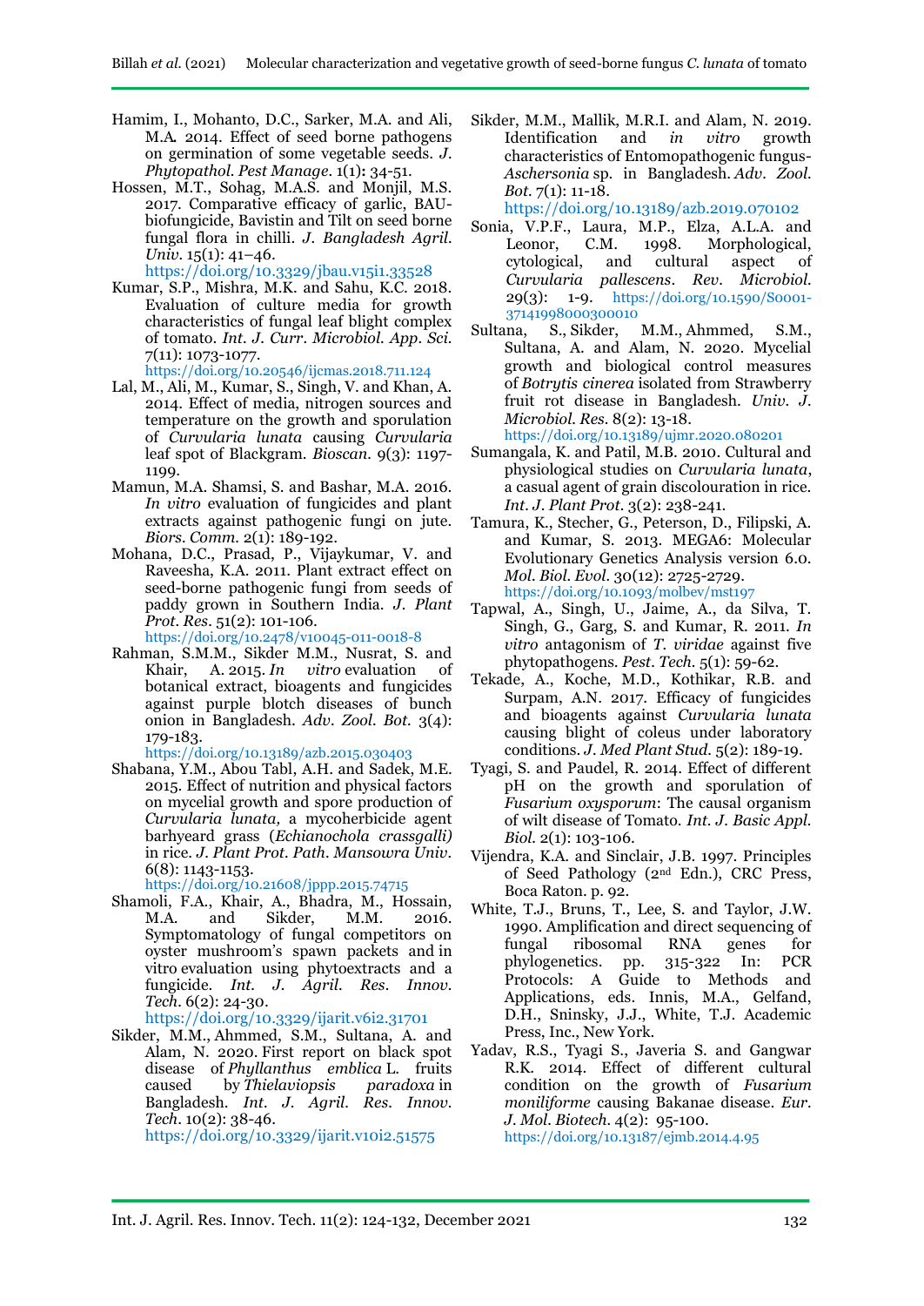Hamim, I., Mohanto, D.C., Sarker, M.A. and Ali, M.A. 2014. Effect of seed borne pathogens on germination of some vegetable seeds. *J. Phytopathol. Pest Manage.* 1(1): 34-51.

Hossen, M.T., Sohag, M.A.S. and Monjil, M.S. 2017. Comparative efficacy of garlic, BAU-biofungicide, Bavistin and Tilt on seed borne fungal flora in chilli. *J. Bangladesh Agril. Univ.* 15(1): 41–46. https://doi.org/10.3329/jbau.v15i1.33528

Kumar, S.P., Mishra, M.K. and Sahu, K.C. 2018. Evaluation of culture media for growth characteristics of fungal leaf blight complex of tomato. *Int. J. Curr. Microbiol. App. Sci.* 7(11): 1073-1077. https://doi.org/10.20546/ijcmas.2018.711.124

Lal, M., Ali, M., Kumar, S., Singh, V. and Khan, A. 2014. Effect of media, nitrogen sources and temperature on the growth and sporulation of *Curvularia lunata* causing *Curvularia* leaf spot of Blackgram. *Bioscan.* 9(3): 1197-1199.

Mamun, M.A. Shamsi, S. and Bashar, M.A. 2016. *In vitro* evaluation of fungicides and plant extracts against pathogenic fungi on jute. *Biors. Comm.* 2(1): 189-192.

Mohana, D.C., Prasad, P., Vijaykumar, V. and Raveesha, K.A. 2011. Plant extract effect on seed-borne pathogenic fungi from seeds of paddy grown in Southern India. *J. Plant Prot. Res.* 51(2): 101-106. https://doi.org/10.2478/v10045-011-0018-8

Rahman, S.M.M., Sikder M.M., Nusrat, S. and Khair, A. 2015. *In vitro* evaluation of botanical extract, bioagents and fungicides against purple blotch diseases of bunch onion in Bangladesh. *Adv. Zool. Bot.* 3(4): 179-183. https://doi.org/10.13189/azb.2015.030403

Shabana, Y.M., Abou Tabl, A.H. and Sadek, M.E. 2015. Effect of nutrition and physical factors on mycelial growth and spore production of *Curvularia lunata,* a mycoherbicide agent barhyeard grass (*Echianochola crassgalli)* in rice. *J. Plant Prot. Path. Mansowra Univ.* 6(8): 1143-1153. https://doi.org/10.21608/jppp.2015.74715

Shamoli, F.A., Khair, A., Bhadra, M., Hossain, M.A. and Sikder, M.M. 2016. Symptomatology of fungal competitors on oyster mushroom's spawn packets and in vitro evaluation using phytoextracts and a fungicide. *Int. J. Agril. Res. Innov. Tech.* 6(2): 24-30. https://doi.org/10.3329/ijarit.v6i2.31701

Sikder, M.M., Ahmmed, S.M., Sultana, A. and Alam, N. 2020. First report on black spot disease of *Phyllanthus emblica* L. fruits caused by *Thielaviopsis paradoxa* in Bangladesh. *Int. J. Agril. Res. Innov. Tech.* 10(2): 38-46. https://doi.org/10.3329/ijarit.v10i2.51575

Sikder, M.M., Mallik, M.R.I. and Alam, N. 2019. Identification and *in vitro* growth characteristics of Entomopathogenic fungus-*Aschersonia* sp. in Bangladesh. *Adv. Zool. Bot.* 7(1): 11-18. https://doi.org/10.13189/azb.2019.070102

Sonia, V.P.F., Laura, M.P., Elza, A.L.A. and Leonor, C.M. 1998. Morphological, cytological, and cultural aspect of *Curvularia pallescens*. *Rev. Microbiol.* 29(3): 1-9. https://doi.org/10.1590/S0001-37141998000300010

Sultana, S., Sikder, M.M., Ahmmed, S.M., Sultana, A. and Alam, N. 2020. Mycelial growth and biological control measures of *Botrytis cinerea* isolated from Strawberry fruit rot disease in Bangladesh. *Univ. J. Microbiol. Res.* 8(2): 13-18. https://doi.org/10.13189/ujmr.2020.080201

Sumangala, K. and Patil, M.B. 2010. Cultural and physiological studies on *Curvularia lunata*, a casual agent of grain discolouration in rice. *Int. J. Plant Prot.* 3(2): 238-241.

Tamura, K., Stecher, G., Peterson, D., Filipski, A. and Kumar, S. 2013. MEGA6: Molecular Evolutionary Genetics Analysis version 6.0. *Mol. Biol. Evol.* 30(12): 2725-2729. https://doi.org/10.1093/molbev/mst197

Tapwal, A., Singh, U., Jaime, A., da Silva, T. Singh, G., Garg, S. and Kumar, R. 2011. *In vitro* antagonism of *T. viridae* against five phytopathogens. *Pest. Tech.* 5(1): 59-62.

Tekade, A., Koche, M.D., Kothikar, R.B. and Surpam, A.N. 2017. Efficacy of fungicides and bioagents against *Curvularia lunata* causing blight of coleus under laboratory conditions. *J. Med Plant Stud.* 5(2): 189-19.

Tyagi, S. and Paudel, R. 2014. Effect of different pH on the growth and sporulation of *Fusarium oxysporum*: The causal organism of wilt disease of Tomato. *Int. J. Basic Appl. Biol.* 2(1): 103-106.

Vijendra, K.A. and Sinclair, J.B. 1997. Principles of Seed Pathology (2nd Edn.), CRC Press, Boca Raton. p. 92.

White, T.J., Bruns, T., Lee, S. and Taylor, J.W. 1990. Amplification and direct sequencing of fungal ribosomal RNA genes for phylogenetics. pp. 315-322 In: PCR Protocols: A Guide to Methods and Applications, eds. Innis, M.A., Gelfand, D.H., Sninsky, J.J., White, T.J. Academic Press, Inc., New York.

Yadav, R.S., Tyagi S., Javeria S. and Gangwar R.K. 2014. Effect of different cultural condition on the growth of *Fusarium moniliforme* causing Bakanae disease. *Eur. J. Mol. Biotech.* 4(2): 95-100. https://doi.org/10.13187/ejmb.2014.4.95